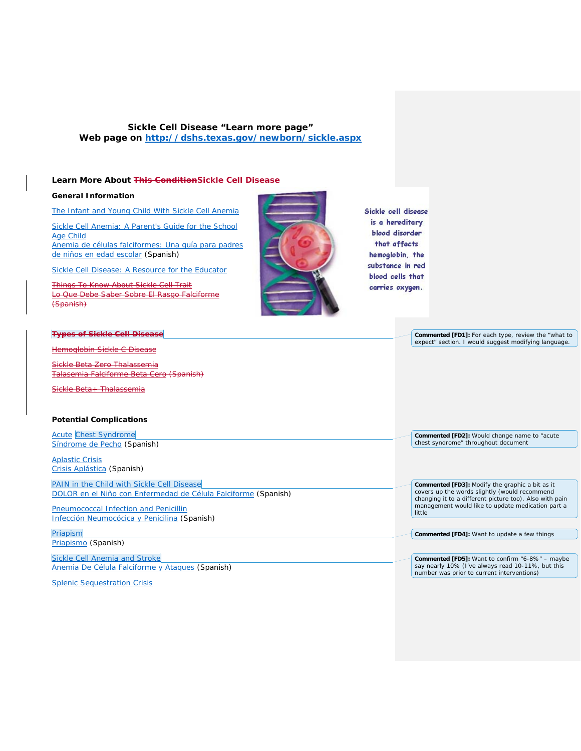**Sickle Cell Disease "Learn more page"**
**Web page on http://dshs.texas.gov/newborn/sickle.aspx**

### Learn More About ~~This Condition~~Sickle Cell Disease

**General Information**

The Infant and Young Child With Sickle Cell Anemia

Sickle Cell Anemia: A Parent's Guide for the School Age Child
Anemia de células falciformes: Una guía para padres de niños en edad escolar (Spanish)

Sickle Cell Disease: A Resource for the Educator

~~Things To Know About Sickle Cell Trait~~
~~Lo Que Debe Saber Sobre El Rasgo Falciforme (Spanish)~~

*Sickle cell disease is a hereditary blood disorder that affects hemoglobin, the substance in red blood cells that carries oxygen.*

~~**Types of Sickle Cell Disease**~~

~~Hemoglobin Sickle C Disease~~

~~Sickle Beta Zero Thalassemia~~
~~Talasemia Falciforme Beta Cero (Spanish)~~

~~Sickle Beta+ Thalassemia~~

**Potential Complications**

Acute Chest Syndrome
Síndrome de Pecho (Spanish)

Aplastic Crisis
Crisis Aplástica (Spanish)

PAIN in the Child with Sickle Cell Disease
DOLOR en el Niño con Enfermedad de Célula Falciforme (Spanish)

Pneumococcal Infection and Penicillin
Infección Neumocócica y Penicilina (Spanish)

Priapism
Priapismo (Spanish)

Sickle Cell Anemia and Stroke
Anemia De Célula Falciforme y Ataques (Spanish)

Splenic Sequestration Crisis

**Commented [FD1]:** For each type, review the "what to expect" section. I would suggest modifying language.

**Commented [FD2]:** Would change name to "acute chest syndrome" throughout document

**Commented [FD3]:** Modify the graphic a bit as it covers up the words slightly (would recommend changing it to a different picture too). Also with pain management would like to update medication part a little

**Commented [FD4]:** Want to update a few things

**Commented [FD5]:** Want to confirm "6-8%" – maybe say nearly 10% (I've always read 10-11%, but this number was prior to current interventions)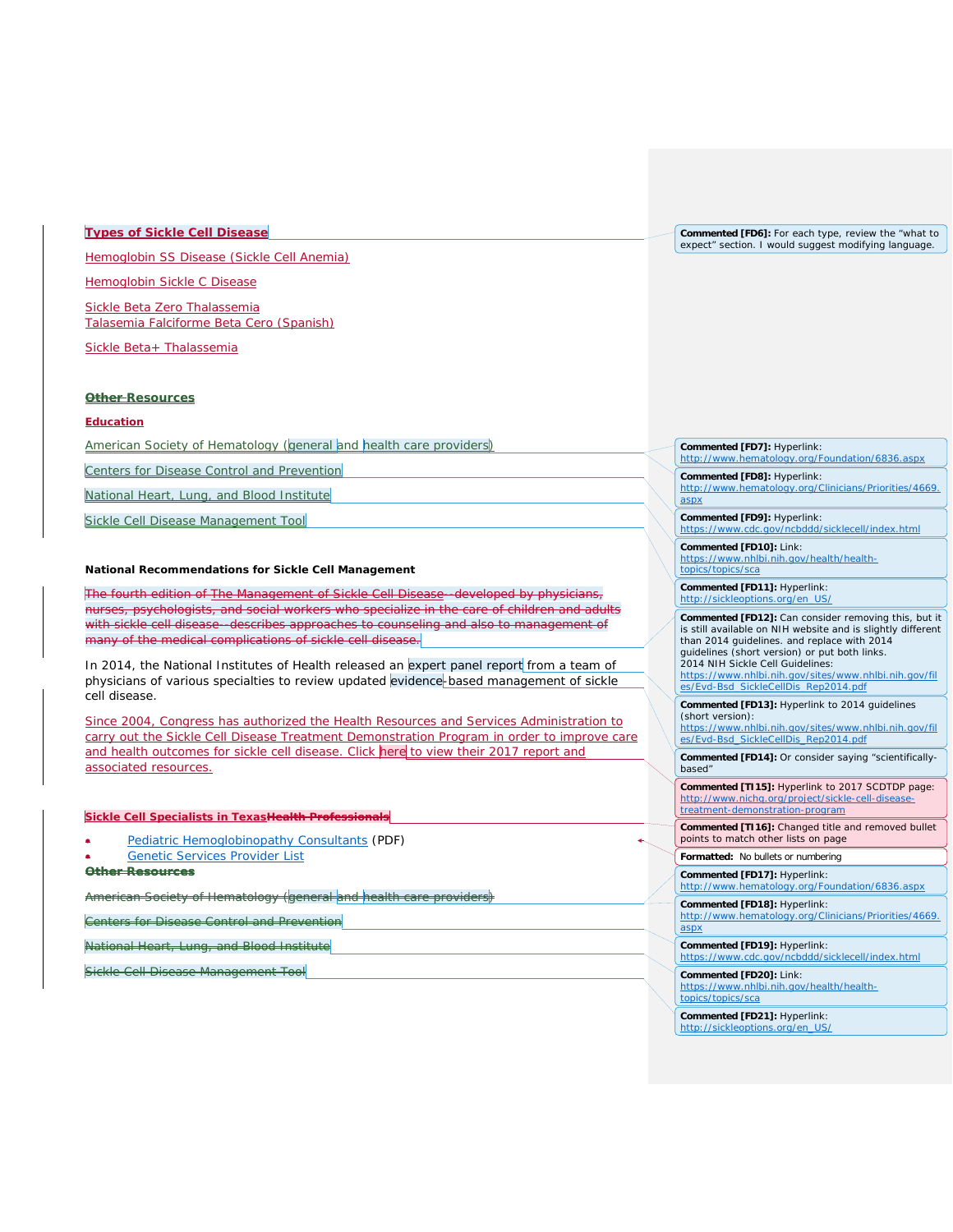**Types of Sickle Cell Disease**

Hemoglobin SS Disease (Sickle Cell Anemia)

Hemoglobin Sickle C Disease

Sickle Beta Zero Thalassemia
Talasemia Falciforme Beta Cero (Spanish)

Sickle Beta+ Thalassemia

**Other Resources**

**Education**

American Society of Hematology (general and health care providers)

Centers for Disease Control and Prevention

National Heart, Lung, and Blood Institute

Sickle Cell Disease Management Tool

**National Recommendations for Sickle Cell Management**

~~The fourth edition of The Management of Sickle Cell Disease--developed by physicians, nurses, psychologists, and social workers who specialize in the care of children and adults with sickle cell disease--describes approaches to counseling and also to management of many of the medical complications of sickle cell disease.~~

In 2014, the National Institutes of Health released an expert panel report from a team of physicians of various specialties to review updated evidence-based management of sickle cell disease.

Since 2004, Congress has authorized the Health Resources and Services Administration to carry out the Sickle Cell Disease Treatment Demonstration Program in order to improve care and health outcomes for sickle cell disease. Click here to view their 2017 report and associated resources.

**Sickle Cell Specialists in Texas~~Health Professionals~~**

- Pediatric Hemoglobinopathy Consultants (PDF)
- Genetic Services Provider List

~~**Other Resources**~~

~~American Society of Hematology (general and health care providers)~~

~~Centers for Disease Control and Prevention~~

~~National Heart, Lung, and Blood Institute~~

~~Sickle Cell Disease Management Tool~~

---

**Commented [FD6]:** For each type, review the "what to expect" section. I would suggest modifying language.

**Commented [FD7]:** Hyperlink: http://www.hematology.org/Foundation/6836.aspx

**Commented [FD8]:** Hyperlink: http://www.hematology.org/Clinicians/Priorities/4669.aspx

**Commented [FD9]:** Hyperlink: https://www.cdc.gov/ncbddd/sicklecell/index.html

**Commented [FD10]:** Link: https://www.nhlbi.nih.gov/health/health-topics/topics/sca

**Commented [FD11]:** Hyperlink: http://sickleoptions.org/en_US/

**Commented [FD12]:** Can consider removing this, but it is still available on NIH website and is slightly different than 2014 guidelines. and replace with 2014 guidelines (short version) or put both links.
2014 NIH Sickle Cell Guidelines:
https://www.nhlbi.nih.gov/sites/www.nhlbi.nih.gov/files/Evd-Bsd_SickleCellDis_Rep2014.pdf

**Commented [FD13]:** Hyperlink to 2014 guidelines (short version):
https://www.nhlbi.nih.gov/sites/www.nhlbi.nih.gov/files/Evd-Bsd_SickleCellDis_Rep2014.pdf

**Commented [FD14]:** Or consider saying "scientifically-based"

**Commented [TI15]:** Hyperlink to 2017 SCDTDP page: http://www.nichq.org/project/sickle-cell-disease-treatment-demonstration-program

**Commented [TI16]:** Changed title and removed bullet points to match other lists on page

**Formatted:** No bullets or numbering

**Commented [FD17]:** Hyperlink: http://www.hematology.org/Foundation/6836.aspx

**Commented [FD18]:** Hyperlink: http://www.hematology.org/Clinicians/Priorities/4669.aspx

**Commented [FD19]:** Hyperlink: https://www.cdc.gov/ncbddd/sicklecell/index.html

**Commented [FD20]:** Link: https://www.nhlbi.nih.gov/health/health-topics/topics/sca

**Commented [FD21]:** Hyperlink: http://sickleoptions.org/en_US/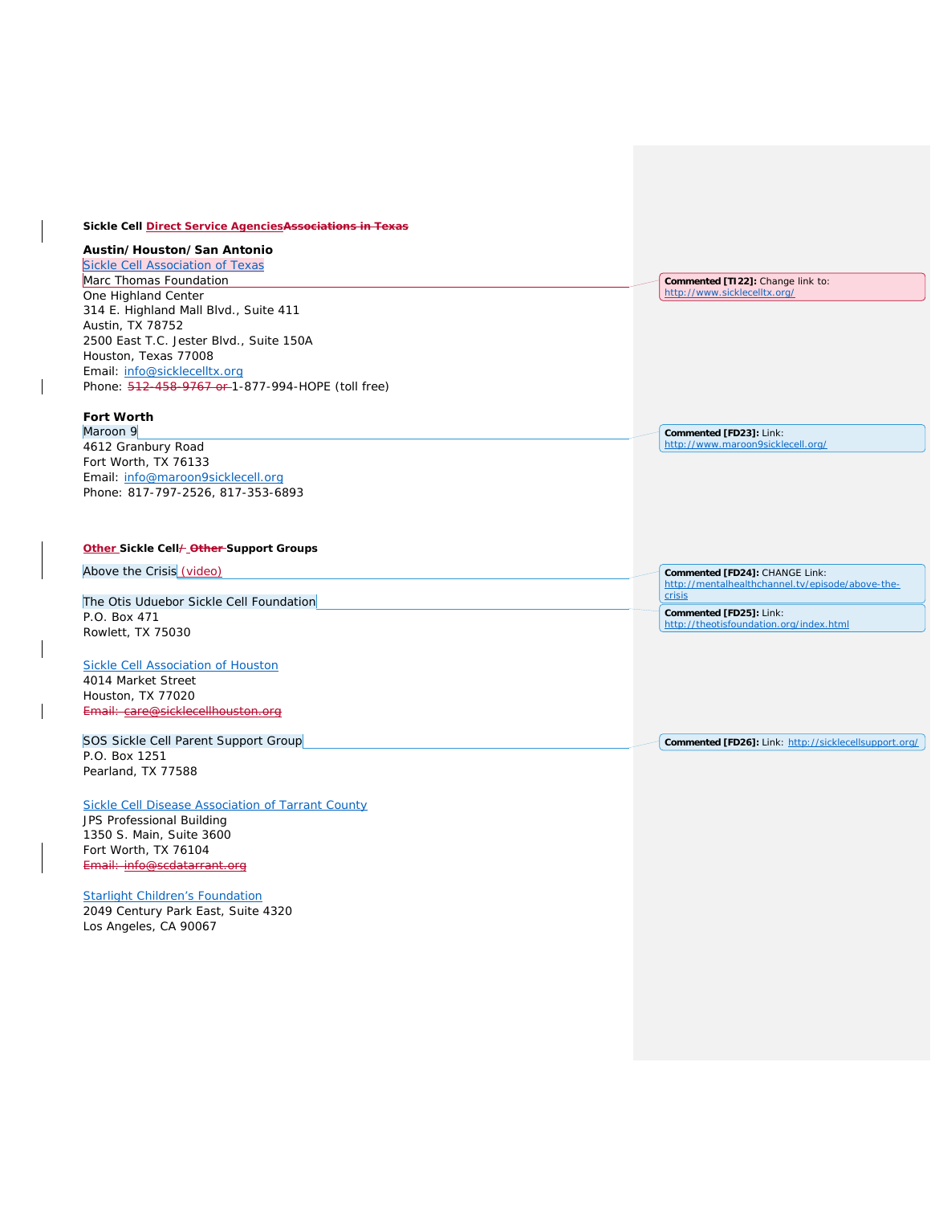**Sickle Cell Direct Service AgenciesAssociations in Texas**

**Austin/Houston/San Antonio**

Sickle Cell Association of Texas
Marc Thomas Foundation
One Highland Center
314 E. Highland Mall Blvd., Suite 411
Austin, TX 78752
2500 East T.C. Jester Blvd., Suite 150A
Houston, Texas 77008
Email: info@sicklecelltx.org
Phone: 512-458-9767 or 1-877-994-HOPE (toll free)

**Fort Worth**

Maroon 9
4612 Granbury Road
Fort Worth, TX 76133
Email: info@maroon9sicklecell.org
Phone: 817-797-2526, 817-353-6893

**Other Sickle Cell/ Other Support Groups**

Above the Crisis (video)

The Otis Uduebor Sickle Cell Foundation
P.O. Box 471
Rowlett, TX 75030

Sickle Cell Association of Houston
4014 Market Street
Houston, TX 77020
Email: care@sicklecellhouston.org

SOS Sickle Cell Parent Support Group
P.O. Box 1251
Pearland, TX 77588

Sickle Cell Disease Association of Tarrant County
JPS Professional Building
1350 S. Main, Suite 3600
Fort Worth, TX 76104
Email: info@scdatarrant.org

Starlight Children's Foundation
2049 Century Park East, Suite 4320
Los Angeles, CA 90067

**Commented [TI22]:** Change link to: http://www.sicklecelltx.org/

**Commented [FD23]:** Link: http://www.maroon9sicklecell.org/

**Commented [FD24]:** CHANGE Link: http://mentalhealthchannel.tv/episode/above-the-crisis

**Commented [FD25]:** Link: http://theotisfoundation.org/index.html

**Commented [FD26]:** Link: http://sicklecellsupport.org/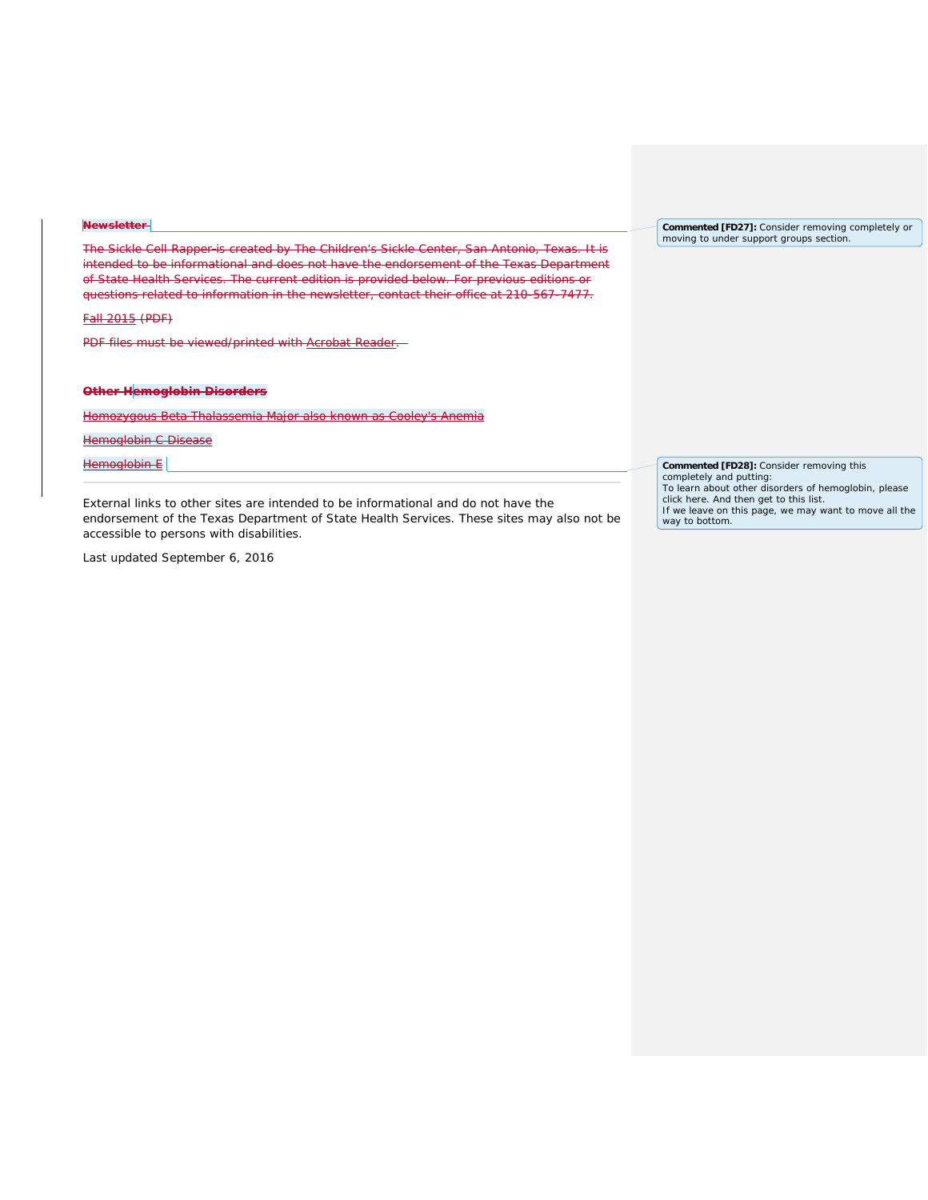### ~~Newsletter~~

~~The Sickle Cell Rapper is created by The Children's Sickle Center, San Antonio, Texas. It is intended to be informational and does not have the endorsement of the Texas Department of State Health Services. The current edition is provided below. For previous editions or questions related to information in the newsletter, contact their office at 210-567-7477.~~

~~Fall 2015 (PDF)~~

~~PDF files must be viewed/printed with Acrobat Reader.~~

> **Commented [FD27]:** Consider removing completely or moving to under support groups section.

### ~~Other Hemoglobin Disorders~~

~~Homozygous Beta Thalassemia Major also known as Cooley's Anemia~~

~~Hemoglobin C Disease~~

~~Hemoglobin E~~

> **Commented [FD28]:** Consider removing this completely and putting:
> To learn about other disorders of hemoglobin, please click here. And then get to this list.
> If we leave on this page, we may want to move all the way to bottom.

---

External links to other sites are intended to be informational and do not have the endorsement of the Texas Department of State Health Services. These sites may also not be accessible to persons with disabilities.

Last updated September 6, 2016